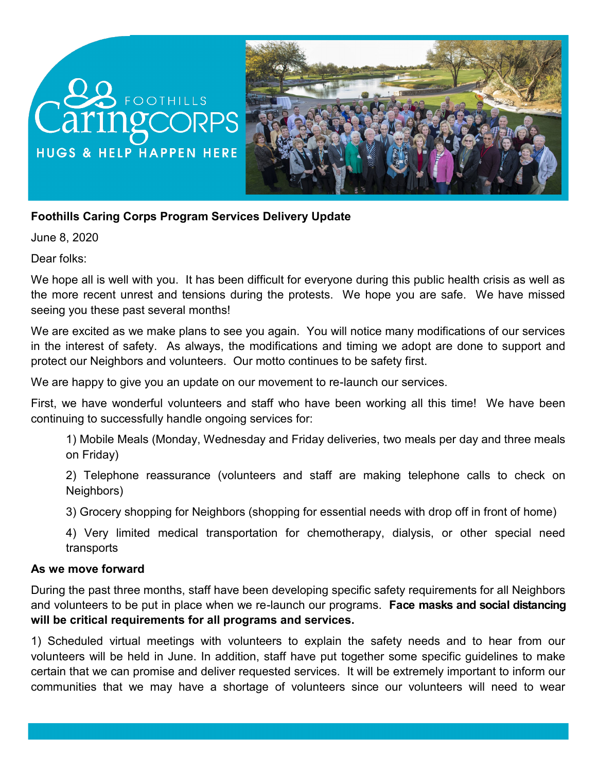Foothills Caring Corps

HUGS & HELP HAPPEN HERE

**Foothills Caring Corps Program Services Delivery Update**

June 8, 2020

Dear folks:

We hope all is well with you. It has been difficult for everyone during this public health crisis as well as the more recent unrest and tensions during the protests. We hope you are safe. We have missed seeing you these past several months!

We are excited as we make plans to see you again. You will notice many modifications of our services in the interest of safety. As always, the modifications and timing we adopt are done to support and protect our Neighbors and volunteers. Our motto continues to be safety first.

We are happy to give you an update on our movement to re-launch our services.

First, we have wonderful volunteers and staff who have been working all this time! We have been continuing to successfully handle ongoing services for:

1) Mobile Meals (Monday, Wednesday and Friday deliveries, two meals per day and three meals on Friday)

2) Telephone reassurance (volunteers and staff are making telephone calls to check on Neighbors)

3) Grocery shopping for Neighbors (shopping for essential needs with drop off in front of home)

4) Very limited medical transportation for chemotherapy, dialysis, or other special need transports

**As we move forward**

During the past three months, staff have been developing specific safety requirements for all Neighbors and volunteers to be put in place when we re-launch our programs. **Face masks and social distancing will be critical requirements for all programs and services.**

1) Scheduled virtual meetings with volunteers to explain the safety needs and to hear from our volunteers will be held in June. In addition, staff have put together some specific guidelines to make certain that we can promise and deliver requested services. It will be extremely important to inform our communities that we may have a shortage of volunteers since our volunteers will need to wear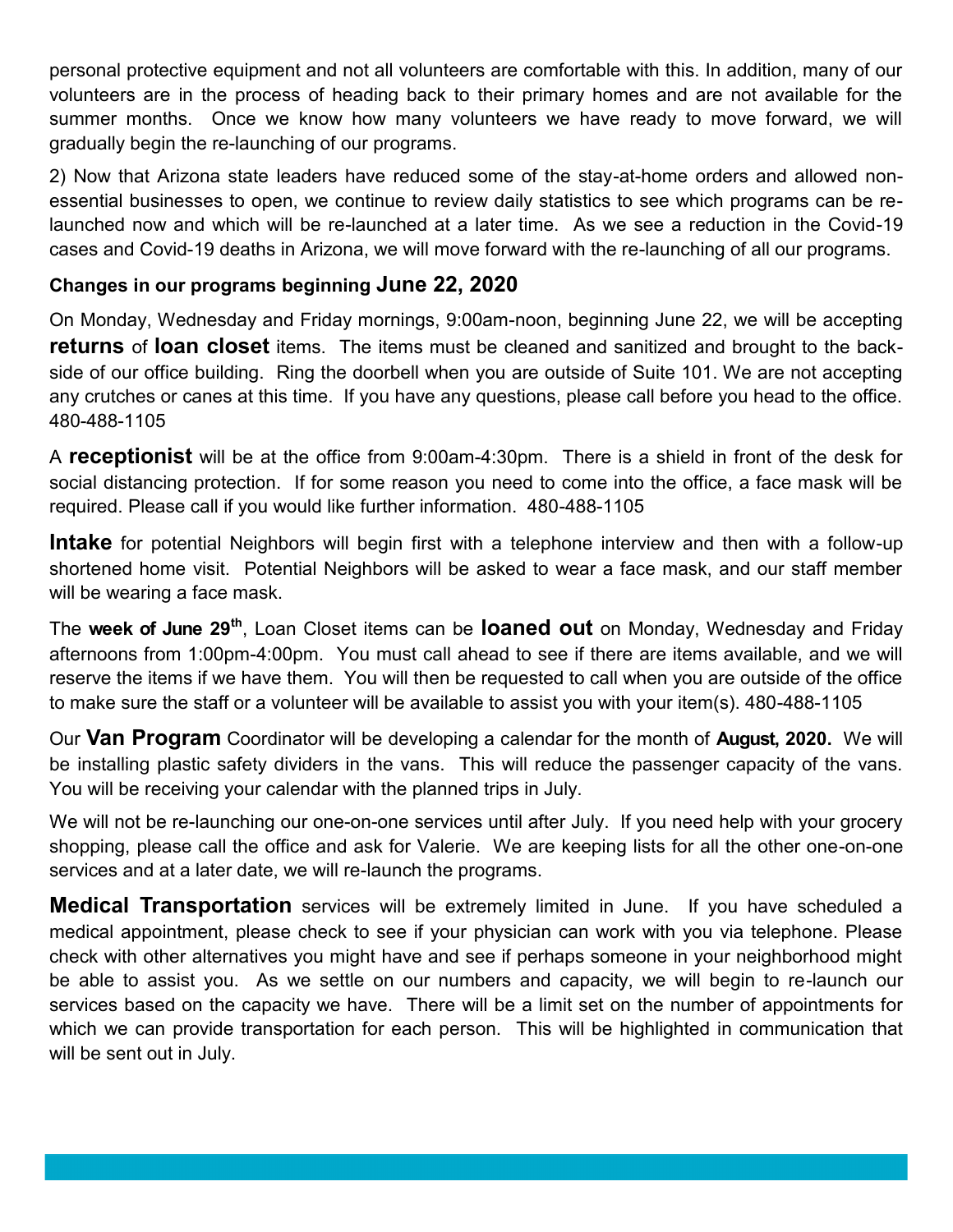personal protective equipment and not all volunteers are comfortable with this. In addition, many of our volunteers are in the process of heading back to their primary homes and are not available for the summer months. Once we know how many volunteers we have ready to move forward, we will gradually begin the re-launching of our programs.

2) Now that Arizona state leaders have reduced some of the stay-at-home orders and allowed non-essential businesses to open, we continue to review daily statistics to see which programs can be re-launched now and which will be re-launched at a later time. As we see a reduction in the Covid-19 cases and Covid-19 deaths in Arizona, we will move forward with the re-launching of all our programs.

**Changes in our programs beginning June 22, 2020**

On Monday, Wednesday and Friday mornings, 9:00am-noon, beginning June 22, we will be accepting **returns** of **loan closet** items. The items must be cleaned and sanitized and brought to the back-side of our office building. Ring the doorbell when you are outside of Suite 101. We are not accepting any crutches or canes at this time. If you have any questions, please call before you head to the office. 480-488-1105

A **receptionist** will be at the office from 9:00am-4:30pm. There is a shield in front of the desk for social distancing protection. If for some reason you need to come into the office, a face mask will be required. Please call if you would like further information. 480-488-1105

**Intake** for potential Neighbors will begin first with a telephone interview and then with a follow-up shortened home visit. Potential Neighbors will be asked to wear a face mask, and our staff member will be wearing a face mask.

The **week of June 29th**, Loan Closet items can be **loaned out** on Monday, Wednesday and Friday afternoons from 1:00pm-4:00pm. You must call ahead to see if there are items available, and we will reserve the items if we have them. You will then be requested to call when you are outside of the office to make sure the staff or a volunteer will be available to assist you with your item(s). 480-488-1105

Our **Van Program** Coordinator will be developing a calendar for the month of **August, 2020.** We will be installing plastic safety dividers in the vans. This will reduce the passenger capacity of the vans. You will be receiving your calendar with the planned trips in July.

We will not be re-launching our one-on-one services until after July. If you need help with your grocery shopping, please call the office and ask for Valerie. We are keeping lists for all the other one-on-one services and at a later date, we will re-launch the programs.

**Medical Transportation** services will be extremely limited in June. If you have scheduled a medical appointment, please check to see if your physician can work with you via telephone. Please check with other alternatives you might have and see if perhaps someone in your neighborhood might be able to assist you. As we settle on our numbers and capacity, we will begin to re-launch our services based on the capacity we have. There will be a limit set on the number of appointments for which we can provide transportation for each person. This will be highlighted in communication that will be sent out in July.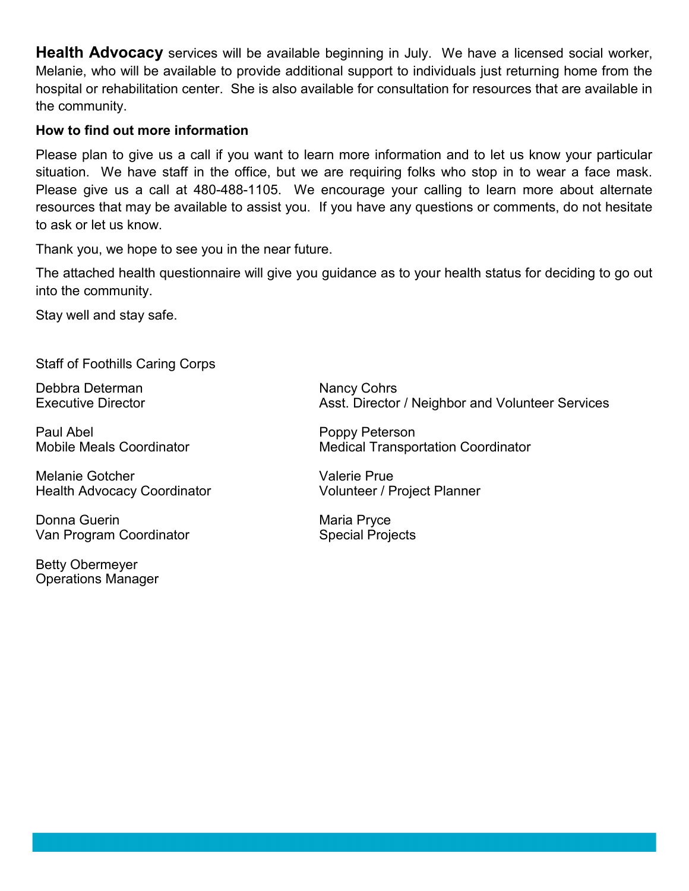**Health Advocacy** services will be available beginning in July. We have a licensed social worker, Melanie, who will be available to provide additional support to individuals just returning home from the hospital or rehabilitation center. She is also available for consultation for resources that are available in the community.

**How to find out more information**

Please plan to give us a call if you want to learn more information and to let us know your particular situation. We have staff in the office, but we are requiring folks who stop in to wear a face mask. Please give us a call at 480-488-1105. We encourage your calling to learn more about alternate resources that may be available to assist you. If you have any questions or comments, do not hesitate to ask or let us know.

Thank you, we hope to see you in the near future.

The attached health questionnaire will give you guidance as to your health status for deciding to go out into the community.

Stay well and stay safe.

Staff of Foothills Caring Corps

Debbra Determan
Executive Director

Paul Abel
Mobile Meals Coordinator

Melanie Gotcher
Health Advocacy Coordinator

Donna Guerin
Van Program Coordinator

Betty Obermeyer
Operations Manager

Nancy Cohrs
Asst. Director / Neighbor and Volunteer Services

Poppy Peterson
Medical Transportation Coordinator

Valerie Prue
Volunteer / Project Planner

Maria Pryce
Special Projects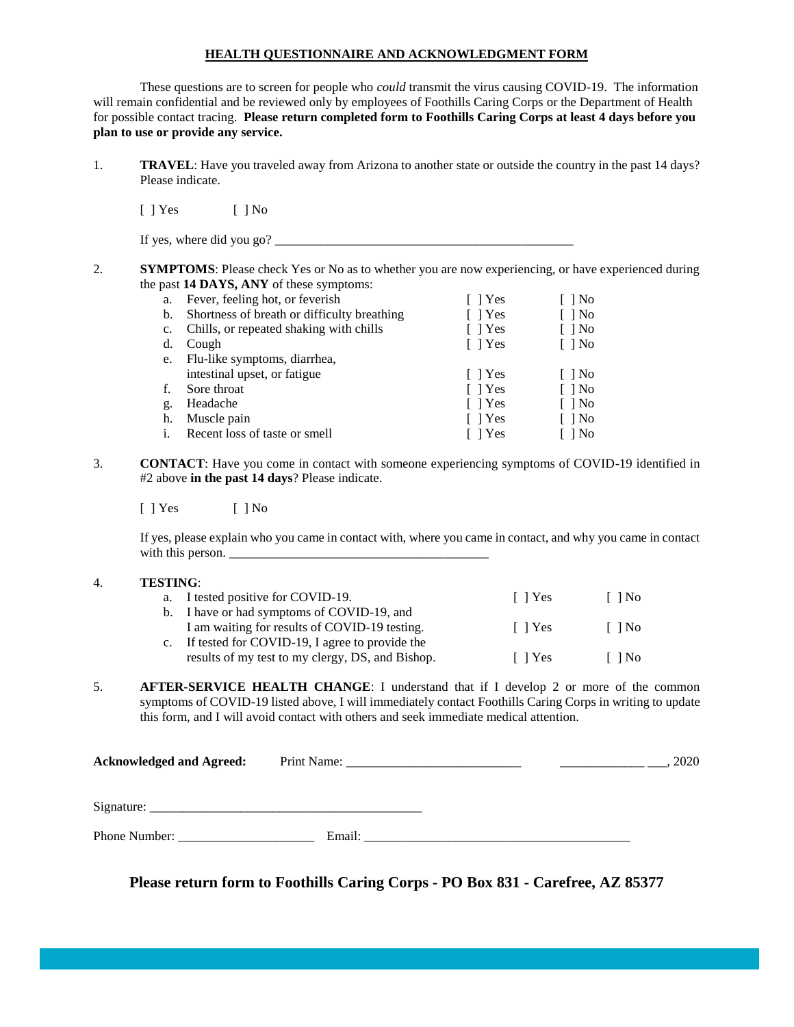## HEALTH QUESTIONNAIRE AND ACKNOWLEDGMENT FORM

These questions are to screen for people who *could* transmit the virus causing COVID-19. The information will remain confidential and be reviewed only by employees of Foothills Caring Corps or the Department of Health for possible contact tracing. **Please return completed form to Foothills Caring Corps at least 4 days before you plan to use or provide any service.**

1. **TRAVEL**: Have you traveled away from Arizona to another state or outside the country in the past 14 days? Please indicate.

   [ ] Yes [ ] No

   If yes, where did you go? _______________________________________________

2. **SYMPTOMS**: Please check Yes or No as to whether you are now experiencing, or have experienced during the past **14 DAYS, ANY** of these symptoms:

| | | | |
|---|---|---|---|
| a. | Fever, feeling hot, or feverish | [ ] Yes | [ ] No |
| b. | Shortness of breath or difficulty breathing | [ ] Yes | [ ] No |
| c. | Chills, or repeated shaking with chills | [ ] Yes | [ ] No |
| d. | Cough | [ ] Yes | [ ] No |
| e. | Flu-like symptoms, diarrhea, intestinal upset, or fatigue | [ ] Yes | [ ] No |
| f. | Sore throat | [ ] Yes | [ ] No |
| g. | Headache | [ ] Yes | [ ] No |
| h. | Muscle pain | [ ] Yes | [ ] No |
| i. | Recent loss of taste or smell | [ ] Yes | [ ] No |

3. **CONTACT**: Have you come in contact with someone experiencing symptoms of COVID-19 identified in #2 above **in the past 14 days**? Please indicate.

   [ ] Yes [ ] No

   If yes, please explain who you came in contact with, where you came in contact, and why you came in contact with this person. ________________________________________

4. **TESTING**:

| | | | |
|---|---|---|---|
| a. | I tested positive for COVID-19. | [ ] Yes | [ ] No |
| b. | I have or had symptoms of COVID-19, and I am waiting for results of COVID-19 testing. | [ ] Yes | [ ] No |
| c. | If tested for COVID-19, I agree to provide the results of my test to my clergy, DS, and Bishop. | [ ] Yes | [ ] No |

5. **AFTER-SERVICE HEALTH CHANGE**: I understand that if I develop 2 or more of the common symptoms of COVID-19 listed above, I will immediately contact Foothills Caring Corps in writing to update this form, and I will avoid contact with others and seek immediate medical attention.

**Acknowledged and Agreed:** Print Name: ___________________________ _____________ ___, 2020

Signature: __________________________________________

Phone Number: _____________________ Email: _________________________________________

**Please return form to Foothills Caring Corps - PO Box 831 - Carefree, AZ 85377**